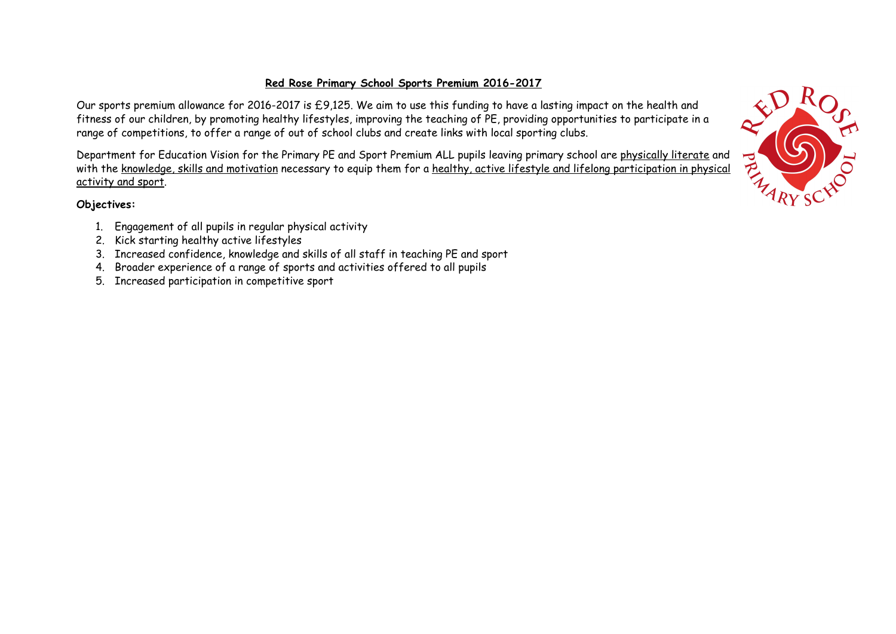# Red Rose Primary School Sports Premium 2016-2017

Our sports premium allowance for 2016-2017 is £9,125. We aim to use this funding to have a lasting impact on the health and fitness of our children, by promoting healthy lifestyles, improving the teaching of PE, providing opportunities to participate in a range of competitions, to offer a range of out of school clubs and create links with local sporting clubs.

Department for Education Vision for the Primary PE and Sport Premium ALL pupils leaving primary school are physically literate and with the knowledge, skills and motivation necessary to equip them for a healthy, active lifestyle and lifelong participation in physical activity and sport.

**Objectives:**

1. Engagement of all pupils in regular physical activity
2. Kick starting healthy active lifestyles
3. Increased confidence, knowledge and skills of all staff in teaching PE and sport
4. Broader experience of a range of sports and activities offered to all pupils
5. Increased participation in competitive sport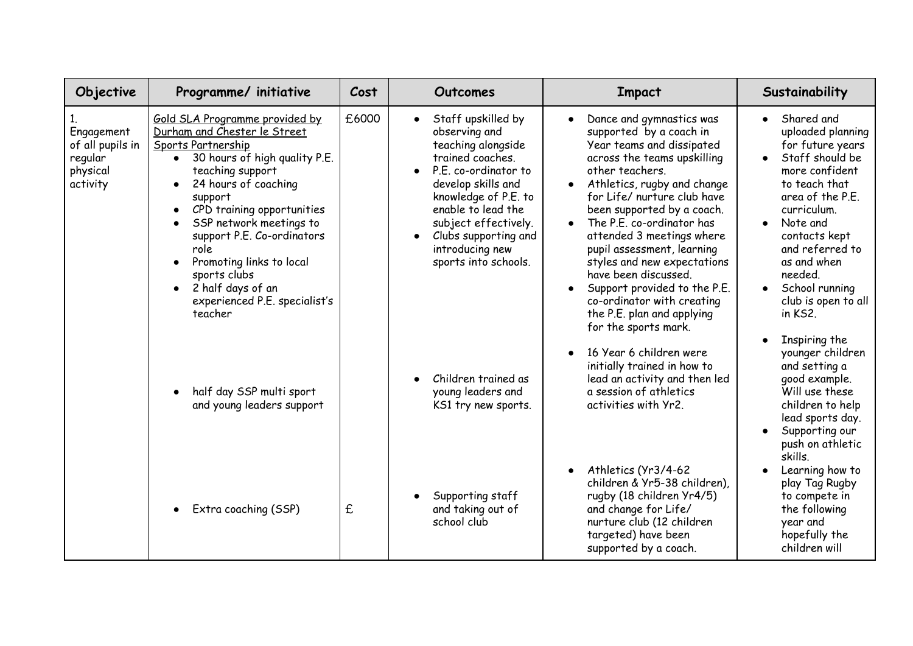| Objective | Programme/ initiative | Cost | Outcomes | Impact | Sustainability |
|---|---|---|---|---|---|
| 1. Engagement of all pupils in regular physical activity | Gold SLA Programme provided by Durham and Chester le Street Sports Partnership<br>• 30 hours of high quality P.E. teaching support<br>• 24 hours of coaching support<br>• CPD training opportunities<br>• SSP network meetings to support P.E. Co-ordinators role<br>• Promoting links to local sports clubs<br>• 2 half days of an experienced P.E. specialist's teacher | £6000 | • Staff upskilled by observing and teaching alongside trained coaches.<br>• P.E. co-ordinator to develop skills and knowledge of P.E. to enable to lead the subject effectively.<br>• Clubs supporting and introducing new sports into schools. | • Dance and gymnastics was supported by a coach in Year teams and dissipated across the teams upskilling other teachers.<br>• Athletics, rugby and change for Life/ nurture club have been supported by a coach.<br>• The P.E. co-ordinator has attended 3 meetings where pupil assessment, learning styles and new expectations have been discussed.<br>• Support provided to the P.E. co-ordinator with creating the P.E. plan and applying for the sports mark. | • Shared and uploaded planning for future years<br>• Staff should be more confident to teach that area of the P.E. curriculum.<br>• Note and contacts kept and referred to as and when needed.<br>• School running club is open to all in KS2. |
| | • half day SSP multi sport and young leaders support | | • Children trained as young leaders and KS1 try new sports. | • 16 Year 6 children were initially trained in how to lead an activity and then led a session of athletics activities with Yr2. | • Inspiring the younger children and setting a good example. Will use these children to help lead sports day.<br>• Supporting our push on athletic skills. |
| | • Extra coaching (SSP) | £ | • Supporting staff and taking out of school club | • Athletics (Yr3/4-62 children & Yr5-38 children), rugby (18 children Yr4/5) and change for Life/ nurture club (12 children targeted) have been supported by a coach. | • Learning how to play Tag Rugby to compete in the following year and hopefully the children will |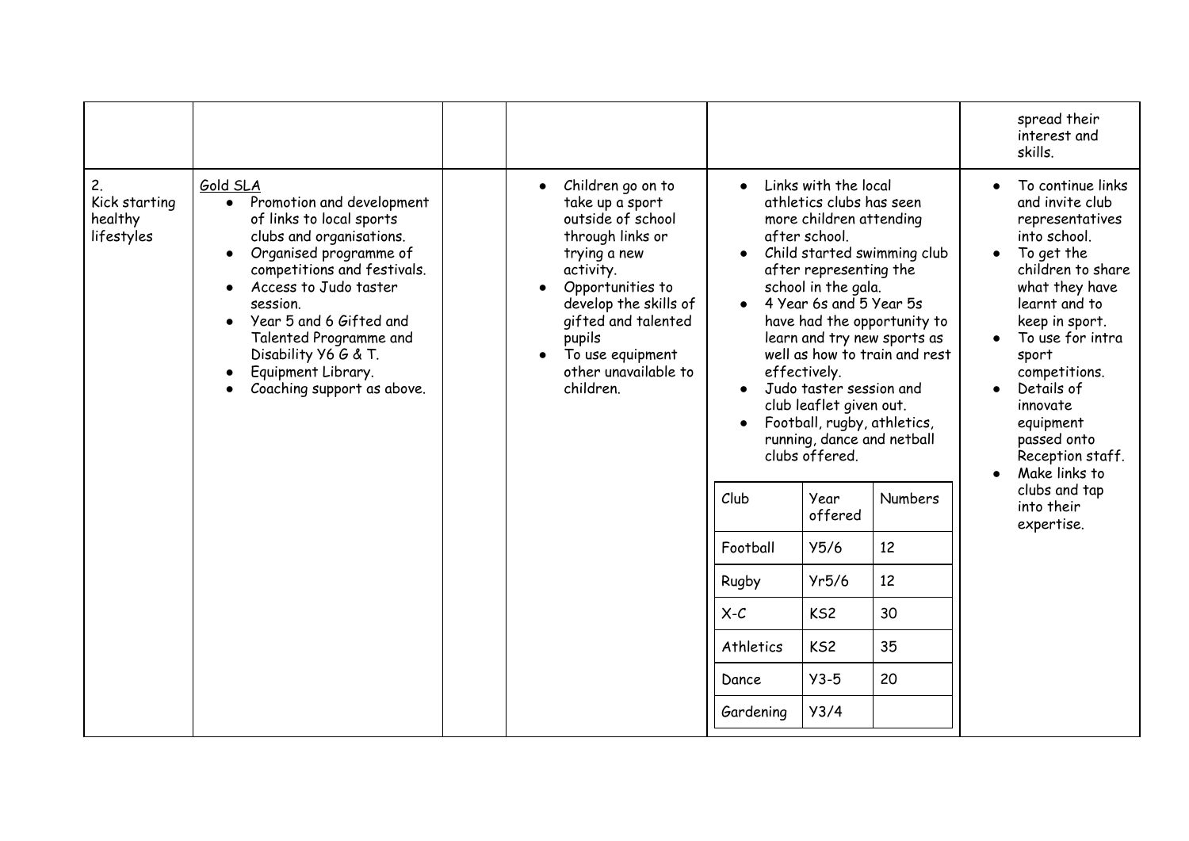| | | | | | |
|---|---|---|---|---|---|
| | | | | | spread their interest and skills. |
| 2. Kick starting healthy lifestyles | <u>Gold SLA</u><br>• Promotion and development of links to local sports clubs and organisations.<br>• Organised programme of competitions and festivals.<br>• Access to Judo taster session.<br>• Year 5 and 6 Gifted and Talented Programme and Disability Y6 G & T.<br>• Equipment Library.<br>• Coaching support as above. | | • Children go on to take up a sport outside of school through links or trying a new activity.<br>• Opportunities to develop the skills of gifted and talented pupils<br>• To use equipment other unavailable to children. | • Links with the local athletics clubs has seen more children attending after school.<br>• Child started swimming club after representing the school in the gala.<br>• 4 Year 6s and 5 Year 5s have had the opportunity to learn and try new sports as well as how to train and rest effectively.<br>• Judo taster session and club leaflet given out.<br>• Football, rugby, athletics, running, dance and netball clubs offered.<br><br>Club / Year offered / Numbers:<br>Football – Y5/6 – 12<br>Rugby – Yr5/6 – 12<br>X-C – KS2 – 30<br>Athletics – KS2 – 35<br>Dance – Y3-5 – 20<br>Gardening – Y3/4 – | • To continue links and invite club representatives into school.<br>• To get the children to share what they have learnt and to keep in sport.<br>• To use for intra sport competitions.<br>• Details of innovate equipment passed onto Reception staff.<br>• Make links to clubs and tap into their expertise. |

| Club | Year offered | Numbers |
|---|---|---|
| Football | Y5/6 | 12 |
| Rugby | Yr5/6 | 12 |
| X-C | KS2 | 30 |
| Athletics | KS2 | 35 |
| Dance | Y3-5 | 20 |
| Gardening | Y3/4 | |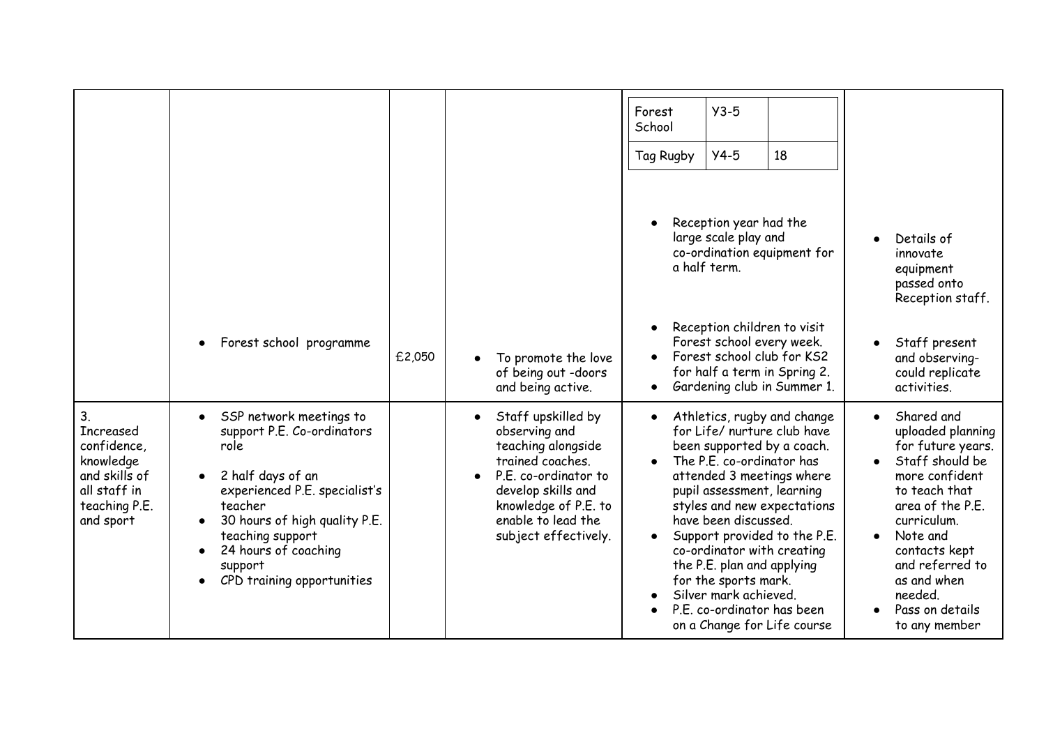| | | | | | |
|---|---|---|---|---|---|
| | | | | Forest School / Y3-5 / <br>Tag Rugby / Y4-5 / 18 | |
| | | | | • Reception year had the large scale play and co-ordination equipment for a half term. | • Details of innovate equipment passed onto Reception staff. |
| | • Forest school programme | £2,050 | • To promote the love of being out -doors and being active. | • Reception children to visit Forest school every week.<br>• Forest school club for KS2 for half a term in Spring 2.<br>• Gardening club in Summer 1. | • Staff present and observing- could replicate activities. |
| 3. Increased confidence, knowledge and skills of all staff in teaching P.E. and sport | • SSP network meetings to support P.E. Co-ordinators role<br>• 2 half days of an experienced P.E. specialist's teacher<br>• 30 hours of high quality P.E. teaching support<br>• 24 hours of coaching support<br>• CPD training opportunities | | • Staff upskilled by observing and teaching alongside trained coaches.<br>• P.E. co-ordinator to develop skills and knowledge of P.E. to enable to lead the subject effectively. | • Athletics, rugby and change for Life/ nurture club have been supported by a coach.<br>• The P.E. co-ordinator has attended 3 meetings where pupil assessment, learning styles and new expectations have been discussed.<br>• Support provided to the P.E. co-ordinator with creating the P.E. plan and applying for the sports mark.<br>• Silver mark achieved.<br>• P.E. co-ordinator has been on a Change for Life course | • Shared and uploaded planning for future years.<br>• Staff should be more confident to teach that area of the P.E. curriculum.<br>• Note and contacts kept and referred to as and when needed.<br>• Pass on details to any member |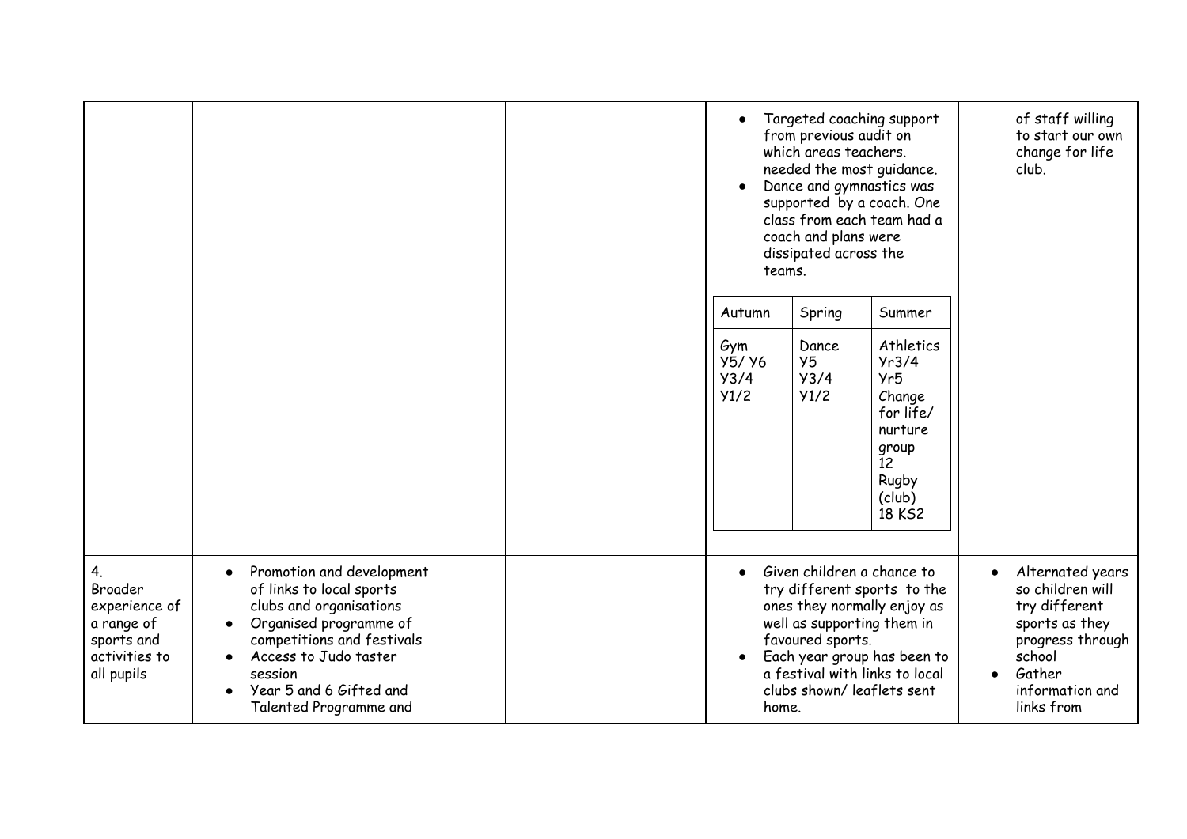| | | | | | |
|---|---|---|---|---|---|
| | | | | • Targeted coaching support from previous audit on which areas teachers. needed the most guidance.<br>• Dance and gymnastics was supported by a coach. One class from each team had a coach and plans were dissipated across the teams.<br><br>Autumn: Gym Y5/ Y6, Y3/4, Y1/2<br>Spring: Dance Y5, Y3/4, Y1/2<br>Summer: Athletics Yr3/4, Yr5, Change for life/ nurture group 12, Rugby (club) 18 KS2 | of staff willing to start our own change for life club. |
| 4. Broader experience of a range of sports and activities to all pupils | • Promotion and development of links to local sports clubs and organisations<br>• Organised programme of competitions and festivals<br>• Access to Judo taster session<br>• Year 5 and 6 Gifted and Talented Programme and | | | • Given children a chance to try different sports to the ones they normally enjoy as well as supporting them in favoured sports.<br>• Each year group has been to a festival with links to local clubs shown/ leaflets sent home. | • Alternated years so children will try different sports as they progress through school<br>• Gather information and links from |

| Autumn | Spring | Summer |
|---|---|---|
| Gym<br>Y5/ Y6<br>Y3/4<br>Y1/2 | Dance<br>Y5<br>Y3/4<br>Y1/2 | Athletics<br>Yr3/4<br>Yr5<br>Change for life/ nurture group<br>12<br>Rugby (club)<br>18 KS2 |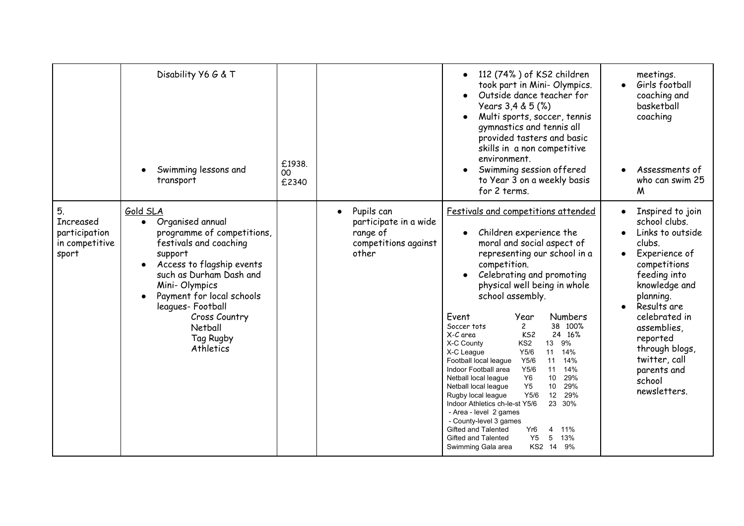| | | | | | |
|---|---|---|---|---|---|
| | Disability Y6 G & T<br><br>• Swimming lessons and transport | £1938.00<br>£2340 | | • 112 (74% ) of KS2 children took part in Mini- Olympics.<br>• Outside dance teacher for Years 3,4 & 5 (%)<br>• Multi sports, soccer, tennis gymnastics and tennis all provided tasters and basic skills in a non competitive environment.<br>• Swimming session offered to Year 3 on a weekly basis for 2 terms. | meetings.<br>• Girls football coaching and basketball coaching<br><br>• Assessments of who can swim 25 M |
| 5. Increased participation in competitive sport | <u>Gold SLA</u><br>• Organised annual programme of competitions, festivals and coaching support<br>• Access to flagship events such as Durham Dash and Mini- Olympics<br>• Payment for local schools leagues- Football<br>Cross Country<br>Netball<br>Tag Rugby<br>Athletics | | • Pupils can participate in a wide range of competitions against other | <u>Festivals and competitions attended</u><br>• Children experience the moral and social aspect of representing our school in a competition.<br>• Celebrating and promoting physical well being in whole school assembly.<br><br>Event / Year / Numbers<br>Soccer tots 2 38 100%<br>X-C area KS2 24 16%<br>X-C County KS2 13 9%<br>X-C League Y5/6 11 14%<br>Football local league Y5/6 11 14%<br>Indoor Football area Y5/6 11 14%<br>Netball local league Y6 10 29%<br>Netball local league Y5 10 29%<br>Rugby local league Y5/6 12 29%<br>Indoor Athletics ch-le-st Y5/6 23 30%<br>- Area - level 2 games<br>- County-level 3 games<br>Gifted and Talented Yr6 4 11%<br>Gifted and Talented Y5 5 13%<br>Swimming Gala area KS2 14 9% | • Inspired to join school clubs.<br>• Links to outside clubs.<br>• Experience of competitions feeding into knowledge and planning.<br>• Results are celebrated in assemblies, reported through blogs, twitter, call parents and school newsletters. |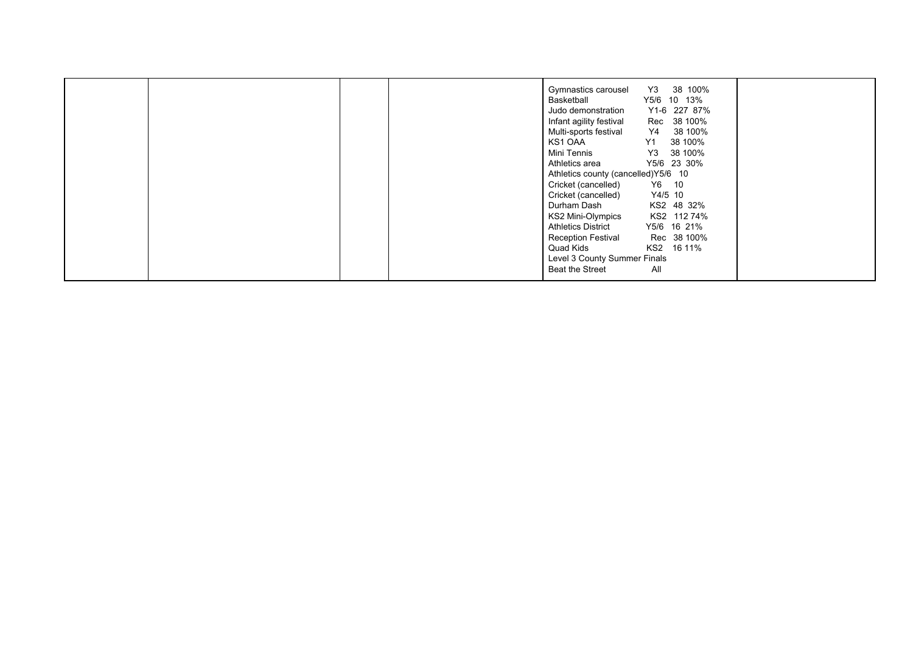| | | | | | |
|---|---|---|---|---|---|
| | | | | Gymnastics carousel Y3 38 100%<br>Basketball Y5/6 10 13%<br>Judo demonstration Y1-6 227 87%<br>Infant agility festival Rec 38 100%<br>Multi-sports festival Y4 38 100%<br>KS1 OAA Y1 38 100%<br>Mini Tennis Y3 38 100%<br>Athletics area Y5/6 23 30%<br>Athletics county (cancelled)Y5/6 10<br>Cricket (cancelled) Y6 10<br>Cricket (cancelled) Y4/5 10<br>Durham Dash KS2 48 32%<br>KS2 Mini-Olympics KS2 112 74%<br>Athletics District Y5/6 16 21%<br>Reception Festival Rec 38 100%<br>Quad Kids KS2 16 11%<br>Level 3 County Summer Finals<br>Beat the Street All | |